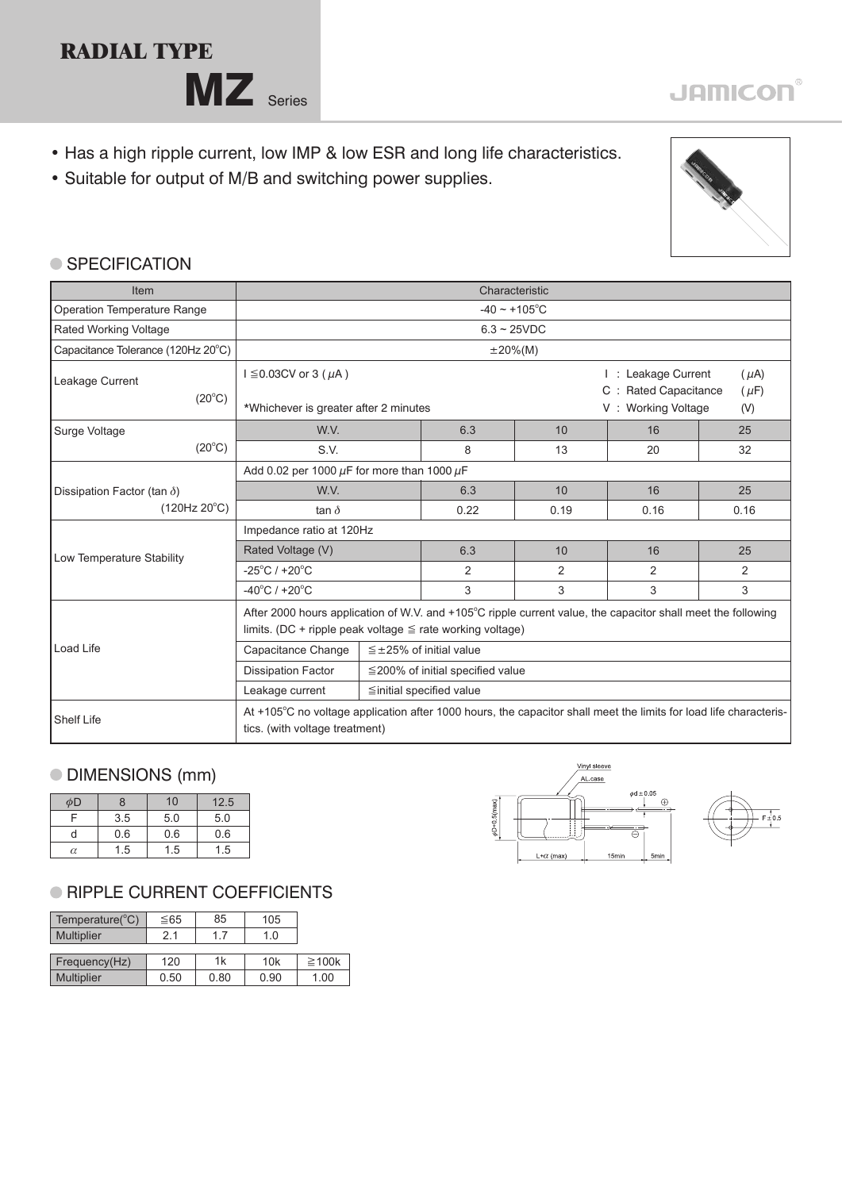# RADIAL TYPE

## MZ Series

JAMICON

- Has a high ripple current, low IMP & low ESR and long life characteristics.
- Suitable for output of M/B and switching power supplies.

## SPECIFICATION

| Item | Characteristic | | | | | |
|---|---|---|---|---|---|---|
| Operation Temperature Range | -40 ~ +105°C | | | | | |
| Rated Working Voltage | 6.3 ~ 25VDC | | | | | |
| Capacitance Tolerance (120Hz 20°C) | ±20%(M) | | | | | |
| Leakage Current (20°C) | I ≦0.03CV or 3 (μA) *Whichever is greater after 2 minutes | | | I : Leakage Current (μA) C : Rated Capacitance (μF) V : Working Voltage (V) | | |
| Surge Voltage (20°C) | W.V. | | 6.3 | 10 | 16 | 25 |
| | S.V. | | 8 | 13 | 20 | 32 |
| Dissipation Factor (tan δ) (120Hz 20°C) | Add 0.02 per 1000 μF for more than 1000 μF | | | | | |
| | W.V. | | 6.3 | 10 | 16 | 25 |
| | tan δ | | 0.22 | 0.19 | 0.16 | 0.16 |
| Low Temperature Stability | Impedance ratio at 120Hz | | | | | |
| | Rated Voltage (V) | | 6.3 | 10 | 16 | 25 |
| | -25°C / +20°C | | 2 | 2 | 2 | 2 |
| | -40°C / +20°C | | 3 | 3 | 3 | 3 |
| Load Life | After 2000 hours application of W.V. and +105°C ripple current value, the capacitor shall meet the following limits. (DC + ripple peak voltage ≦ rate working voltage) | | | | | |
| | Capacitance Change | ≦±25% of initial value | | | | |
| | Dissipation Factor | ≦200% of initial specified value | | | | |
| | Leakage current | ≦initial specified value | | | | |
| Shelf Life | At +105°C no voltage application after 1000 hours, the capacitor shall meet the limits for load life characteristics. (with voltage treatment) | | | | | |

## DIMENSIONS (mm)

| φD | 8 | 10 | 12.5 |
|---|---|---|---|
| F | 3.5 | 5.0 | 5.0 |
| d | 0.6 | 0.6 | 0.6 |
| α | 1.5 | 1.5 | 1.5 |

Vinyl sleeve, AL.case, φd ± 0.05, φD+0.5(max), L+α (max), 15min, 5min, F ± 0.5

## RIPPLE CURRENT COEFFICIENTS

| Temperature(°C) | ≦65 | 85 | 105 |
|---|---|---|---|
| Multiplier | 2.1 | 1.7 | 1.0 |

| Frequency(Hz) | 120 | 1k | 10k | ≧100k |
|---|---|---|---|---|
| Multiplier | 0.50 | 0.80 | 0.90 | 1.00 |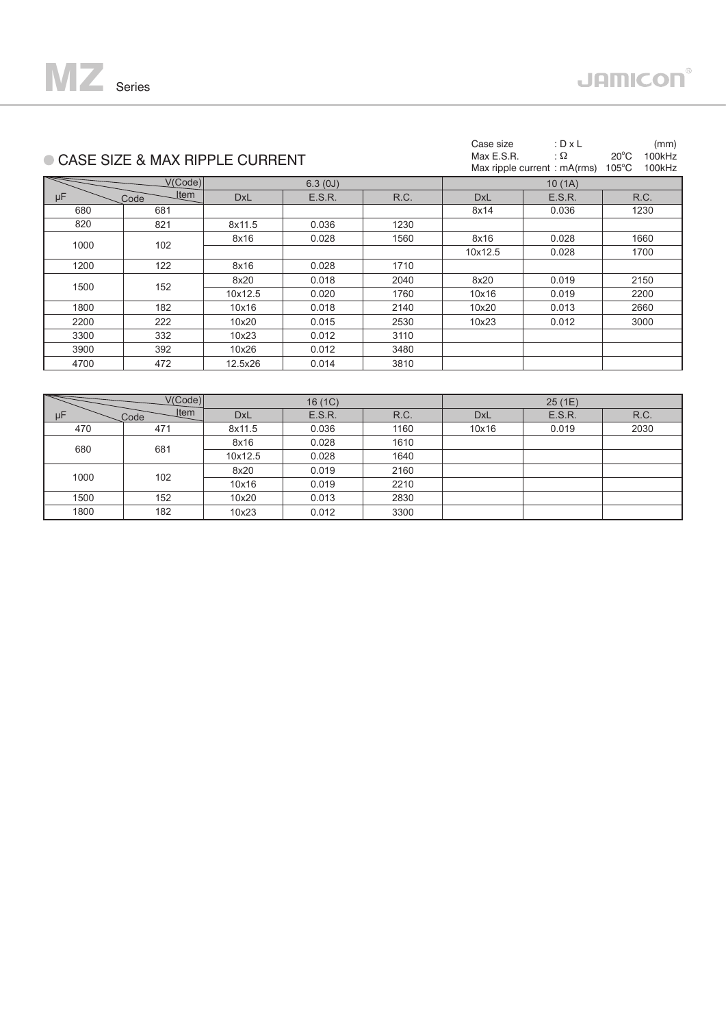# MZ Series

## CASE SIZE & MAX RIPPLE CURRENT

Case size : D x L (mm)
Max E.S.R. : Ω 20°C 100kHz
Max ripple current : mA(rms) 105°C 100kHz

| μF \ Code \ Item | V(Code) | 6.3 (0J) | | | 10 (1A) | | |
|---|---|---|---|---|---|---|---|
| μF | Code | DxL | E.S.R. | R.C. | DxL | E.S.R. | R.C. |
| 680 | 681 | | | | 8x14 | 0.036 | 1230 |
| 820 | 821 | 8x11.5 | 0.036 | 1230 | | | |
| 1000 | 102 | 8x16 | 0.028 | 1560 | 8x16 | 0.028 | 1660 |
| | | | | | 10x12.5 | 0.028 | 1700 |
| 1200 | 122 | 8x16 | 0.028 | 1710 | | | |
| 1500 | 152 | 8x20 | 0.018 | 2040 | 8x20 | 0.019 | 2150 |
| | | 10x12.5 | 0.020 | 1760 | 10x16 | 0.019 | 2200 |
| 1800 | 182 | 10x16 | 0.018 | 2140 | 10x20 | 0.013 | 2660 |
| 2200 | 222 | 10x20 | 0.015 | 2530 | 10x23 | 0.012 | 3000 |
| 3300 | 332 | 10x23 | 0.012 | 3110 | | | |
| 3900 | 392 | 10x26 | 0.012 | 3480 | | | |
| 4700 | 472 | 12.5x26 | 0.014 | 3810 | | | |

| μF \ Code \ Item | V(Code) | 16 (1C) | | | 25 (1E) | | |
|---|---|---|---|---|---|---|---|
| μF | Code | DxL | E.S.R. | R.C. | DxL | E.S.R. | R.C. |
| 470 | 471 | 8x11.5 | 0.036 | 1160 | 10x16 | 0.019 | 2030 |
| 680 | 681 | 8x16 | 0.028 | 1610 | | | |
| | | 10x12.5 | 0.028 | 1640 | | | |
| 1000 | 102 | 8x20 | 0.019 | 2160 | | | |
| | | 10x16 | 0.019 | 2210 | | | |
| 1500 | 152 | 10x20 | 0.013 | 2830 | | | |
| 1800 | 182 | 10x23 | 0.012 | 3300 | | | |